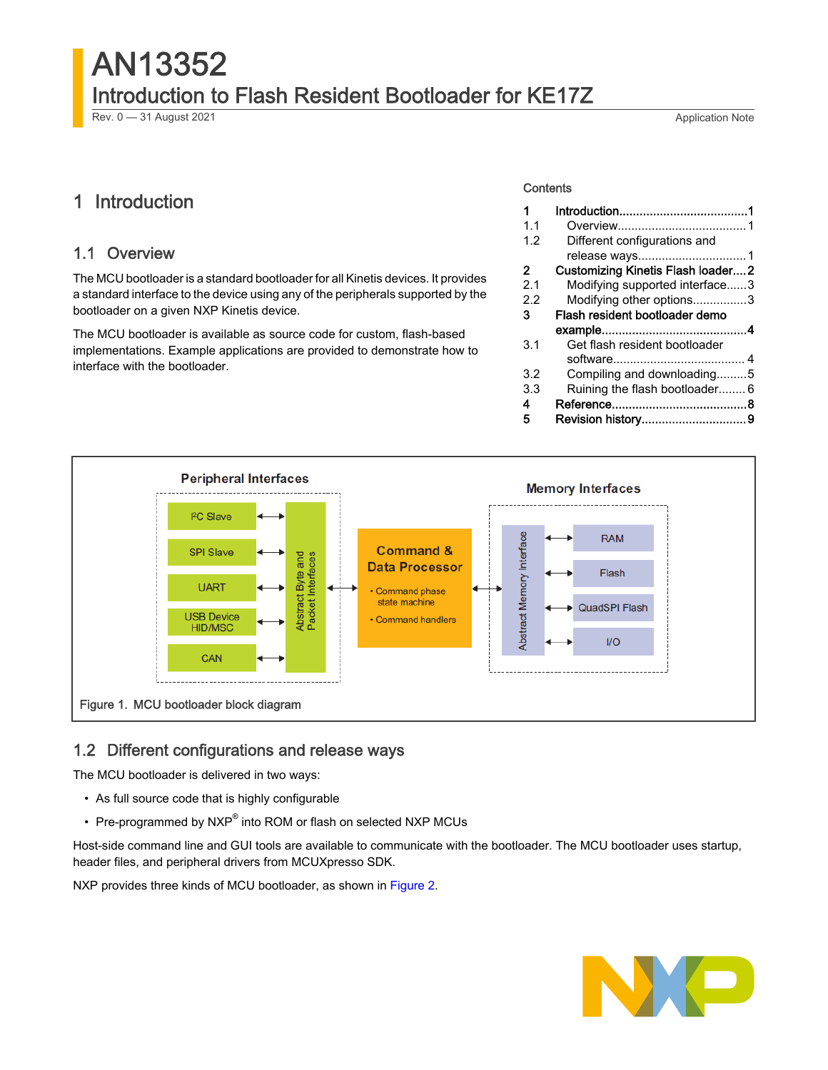# AN13352

## Introduction to Flash Resident Bootloader for KE17Z

Rev. 0 — 31 August 2021 Application Note

Contents

| | | |
|---|---|---|
| 1 | Introduction | 1 |
| 1.1 | Overview | 1 |
| 1.2 | Different configurations and release ways | 1 |
| 2 | Customizing Kinetis Flash loader | 2 |
| 2.1 | Modifying supported interface | 3 |
| 2.2 | Modifying other options | 3 |
| 3 | Flash resident bootloader demo example | 4 |
| 3.1 | Get flash resident bootloader software | 4 |
| 3.2 | Compiling and downloading | 5 |
| 3.3 | Ruining the flash bootloader | 6 |
| 4 | Reference | 8 |
| 5 | Revision history | 9 |

## 1 Introduction

### 1.1 Overview

The MCU bootloader is a standard bootloader for all Kinetis devices. It provides a standard interface to the device using any of the peripherals supported by the bootloader on a given NXP Kinetis device.

The MCU bootloader is available as source code for custom, flash-based implementations. Example applications are provided to demonstrate how to interface with the bootloader.

Peripheral Interfaces: I²C Slave, SPI Slave, UART, USB Device HID/MSC, CAN — Abstract Byte and Packet Interfaces

Command & Data Processor: • Command phase state machine • Command handlers

Memory Interfaces: Abstract Memory Interface — RAM, Flash, QuadSPI Flash, I/O

Figure 1. MCU bootloader block diagram

### 1.2 Different configurations and release ways

The MCU bootloader is delivered in two ways:

- As full source code that is highly configurable
- Pre-programmed by NXP® into ROM or flash on selected NXP MCUs

Host-side command line and GUI tools are available to communicate with the bootloader. The MCU bootloader uses startup, header files, and peripheral drivers from MCUXpresso SDK.

NXP provides three kinds of MCU bootloader, as shown in Figure 2.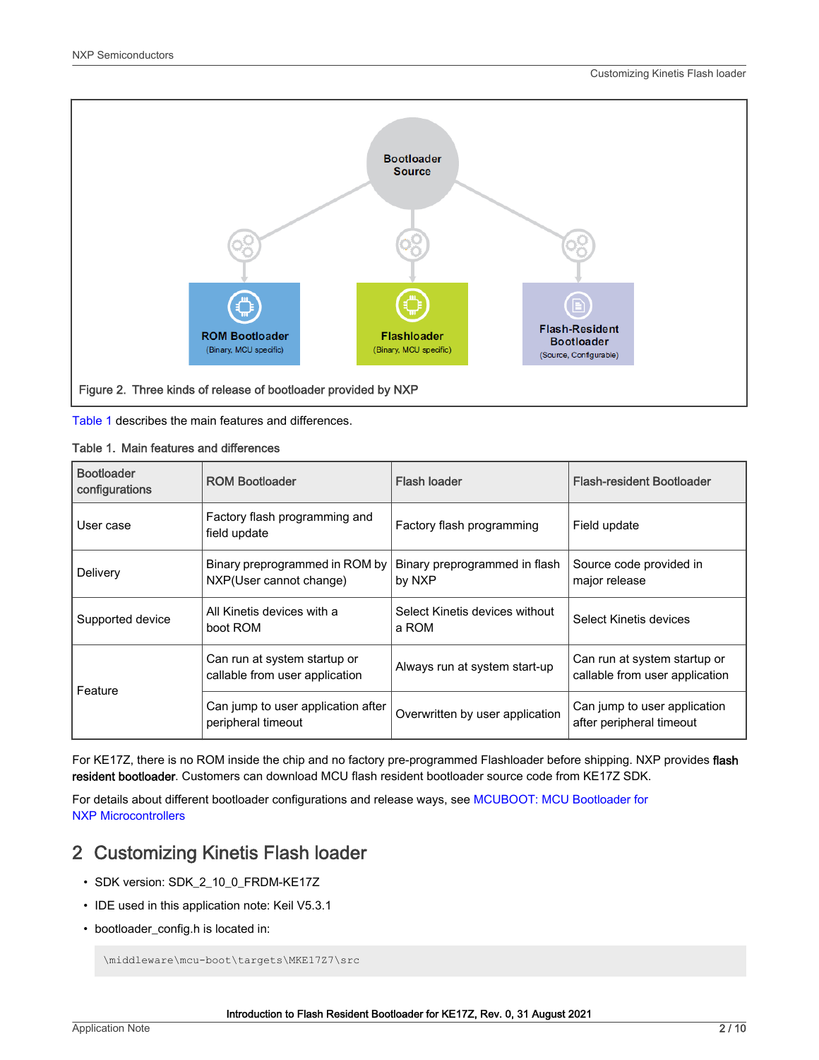Figure 2. Three kinds of release of bootloader provided by NXP

Table 1 describes the main features and differences.

Table 1. Main features and differences

| Bootloader configurations | ROM Bootloader | Flash loader | Flash-resident Bootloader |
|---|---|---|---|
| User case | Factory flash programming and field update | Factory flash programming | Field update |
| Delivery | Binary preprogrammed in ROM by NXP(User cannot change) | Binary preprogrammed in flash by NXP | Source code provided in major release |
| Supported device | All Kinetis devices with a boot ROM | Select Kinetis devices without a ROM | Select Kinetis devices |
| Feature | Can run at system startup or callable from user application | Always run at system start-up | Can run at system startup or callable from user application |
| | Can jump to user application after peripheral timeout | Overwritten by user application | Can jump to user application after peripheral timeout |

For KE17Z, there is no ROM inside the chip and no factory pre-programmed Flashloader before shipping. NXP provides **flash resident bootloader**. Customers can download MCU flash resident bootloader source code from KE17Z SDK.

For details about different bootloader configurations and release ways, see MCUBOOT: MCU Bootloader for NXP Microcontrollers

## 2 Customizing Kinetis Flash loader

- SDK version: SDK_2_10_0_FRDM-KE17Z
- IDE used in this application note: Keil V5.3.1
- bootloader_config.h is located in:

```
\middleware\mcu-boot\targets\MKE17Z7\src
```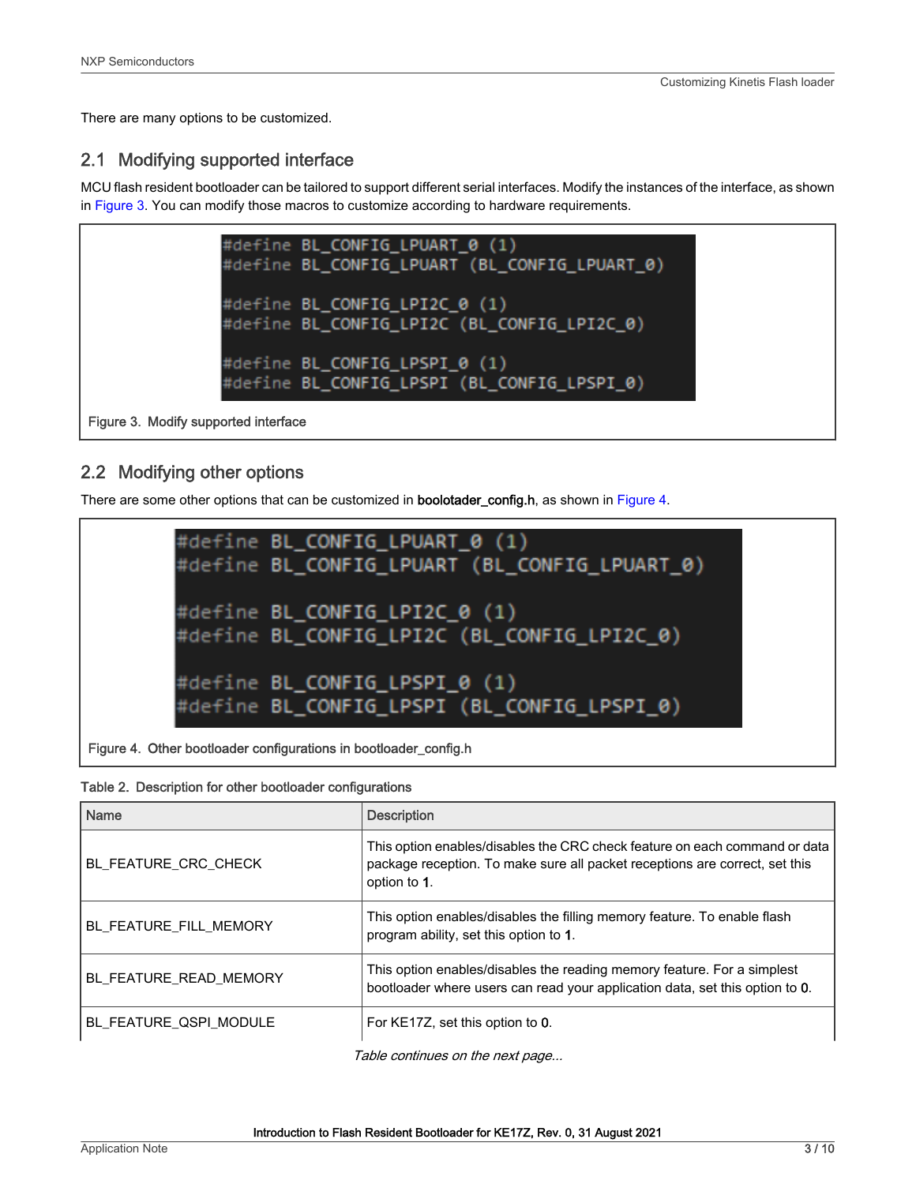There are many options to be customized.

## 2.1 Modifying supported interface

MCU flash resident bootloader can be tailored to support different serial interfaces. Modify the instances of the interface, as shown in Figure 3. You can modify those macros to customize according to hardware requirements.

```
#define BL_CONFIG_LPUART_0 (1)
#define BL_CONFIG_LPUART (BL_CONFIG_LPUART_0)

#define BL_CONFIG_LPI2C_0 (1)
#define BL_CONFIG_LPI2C (BL_CONFIG_LPI2C_0)

#define BL_CONFIG_LPSPI_0 (1)
#define BL_CONFIG_LPSPI (BL_CONFIG_LPSPI_0)
```

Figure 3. Modify supported interface

## 2.2 Modifying other options

There are some other options that can be customized in **boolotader_config.h**, as shown in Figure 4.

```
#define BL_CONFIG_LPUART_0 (1)
#define BL_CONFIG_LPUART (BL_CONFIG_LPUART_0)

#define BL_CONFIG_LPI2C_0 (1)
#define BL_CONFIG_LPI2C (BL_CONFIG_LPI2C_0)

#define BL_CONFIG_LPSPI_0 (1)
#define BL_CONFIG_LPSPI (BL_CONFIG_LPSPI_0)
```

Figure 4. Other bootloader configurations in bootloader_config.h

Table 2. Description for other bootloader configurations

| Name | Description |
|---|---|
| BL_FEATURE_CRC_CHECK | This option enables/disables the CRC check feature on each command or data package reception. To make sure all packet receptions are correct, set this option to **1**. |
| BL_FEATURE_FILL_MEMORY | This option enables/disables the filling memory feature. To enable flash program ability, set this option to **1**. |
| BL_FEATURE_READ_MEMORY | This option enables/disables the reading memory feature. For a simplest bootloader where users can read your application data, set this option to **0**. |
| BL_FEATURE_QSPI_MODULE | For KE17Z, set this option to **0**. |

*Table continues on the next page...*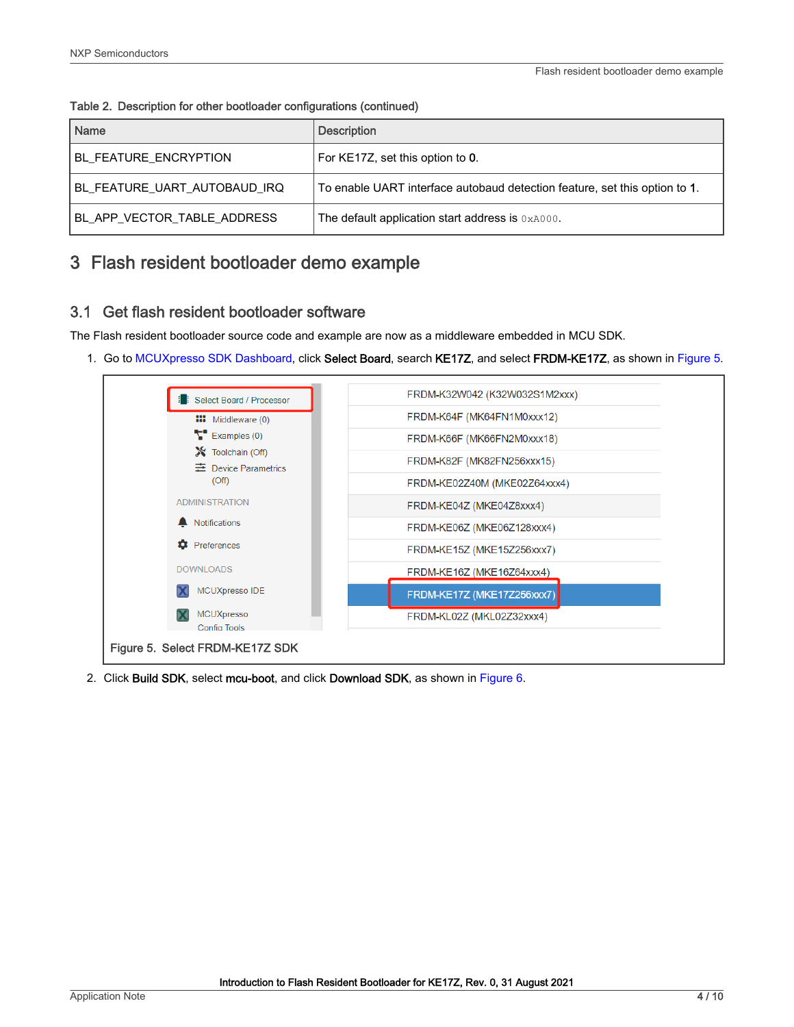Table 2. Description for other bootloader configurations (continued)

| Name | Description |
| --- | --- |
| BL_FEATURE_ENCRYPTION | For KE17Z, set this option to **0**. |
| BL_FEATURE_UART_AUTOBAUD_IRQ | To enable UART interface autobaud detection feature, set this option to **1**. |
| BL_APP_VECTOR_TABLE_ADDRESS | The default application start address is `0xA000`. |

# 3 Flash resident bootloader demo example

## 3.1 Get flash resident bootloader software

The Flash resident bootloader source code and example are now as a middleware embedded in MCU SDK.

1. Go to MCUXpresso SDK Dashboard, click **Select Board**, search **KE17Z**, and select **FRDM-KE17Z**, as shown in Figure 5.

Figure 5. Select FRDM-KE17Z SDK

2. Click **Build SDK**, select **mcu-boot**, and click **Download SDK**, as shown in Figure 6.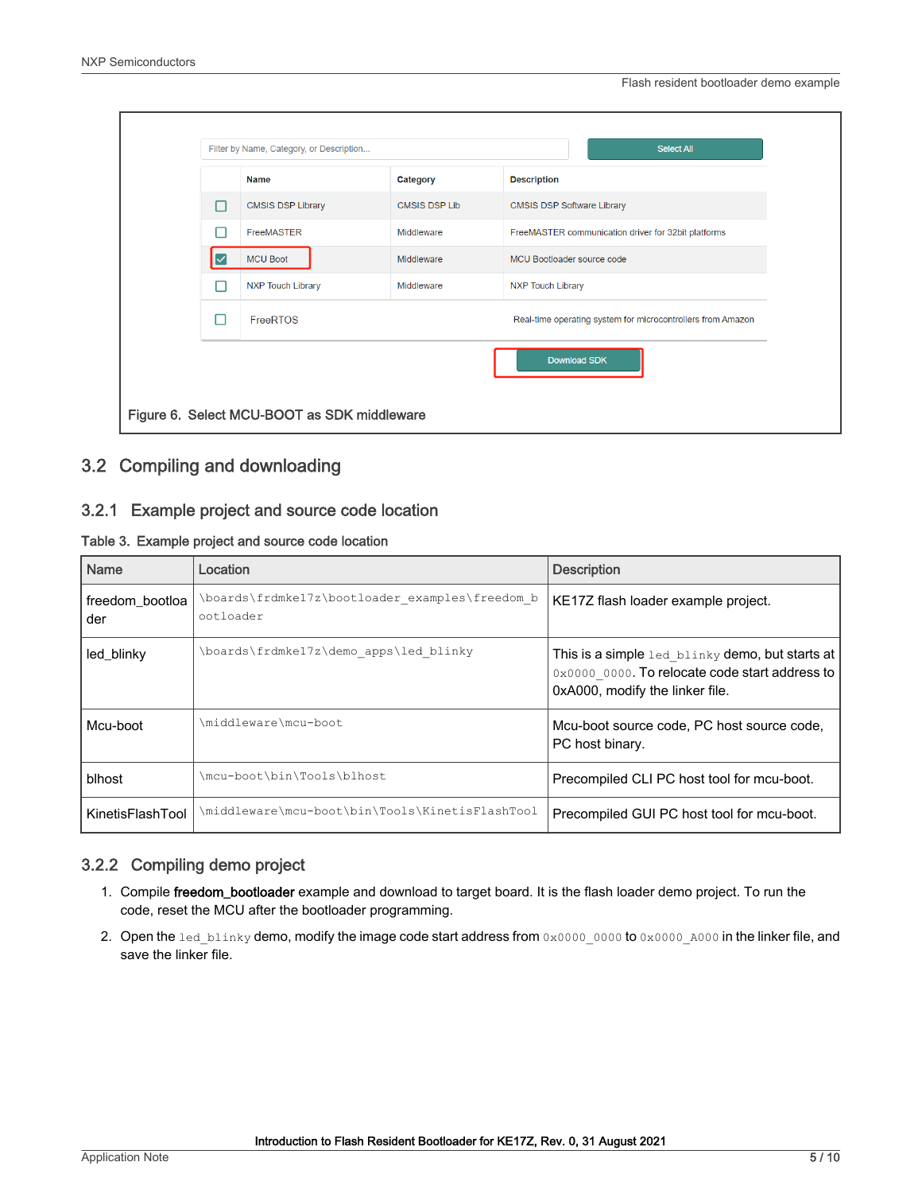Figure 6. Select MCU-BOOT as SDK middleware

## 3.2 Compiling and downloading

### 3.2.1 Example project and source code location

Table 3. Example project and source code location

| Name | Location | Description |
|---|---|---|
| freedom_bootloader | \boards\frdmke17z\bootloader_examples\freedom_bootloader | KE17Z flash loader example project. |
| led_blinky | \boards\frdmke17z\demo_apps\led_blinky | This is a simple `led_blinky` demo, but starts at `0x0000_0000`. To relocate code start address to 0xA000, modify the linker file. |
| Mcu-boot | \middleware\mcu-boot | Mcu-boot source code, PC host source code, PC host binary. |
| blhost | \mcu-boot\bin\Tools\blhost | Precompiled CLI PC host tool for mcu-boot. |
| KinetisFlashTool | \middleware\mcu-boot\bin\Tools\KinetisFlashTool | Precompiled GUI PC host tool for mcu-boot. |

### 3.2.2 Compiling demo project

1. Compile **freedom_bootloader** example and download to target board. It is the flash loader demo project. To run the code, reset the MCU after the bootloader programming.
2. Open the `led_blinky` demo, modify the image code start address from `0x0000_0000` to `0x0000_A000` in the linker file, and save the linker file.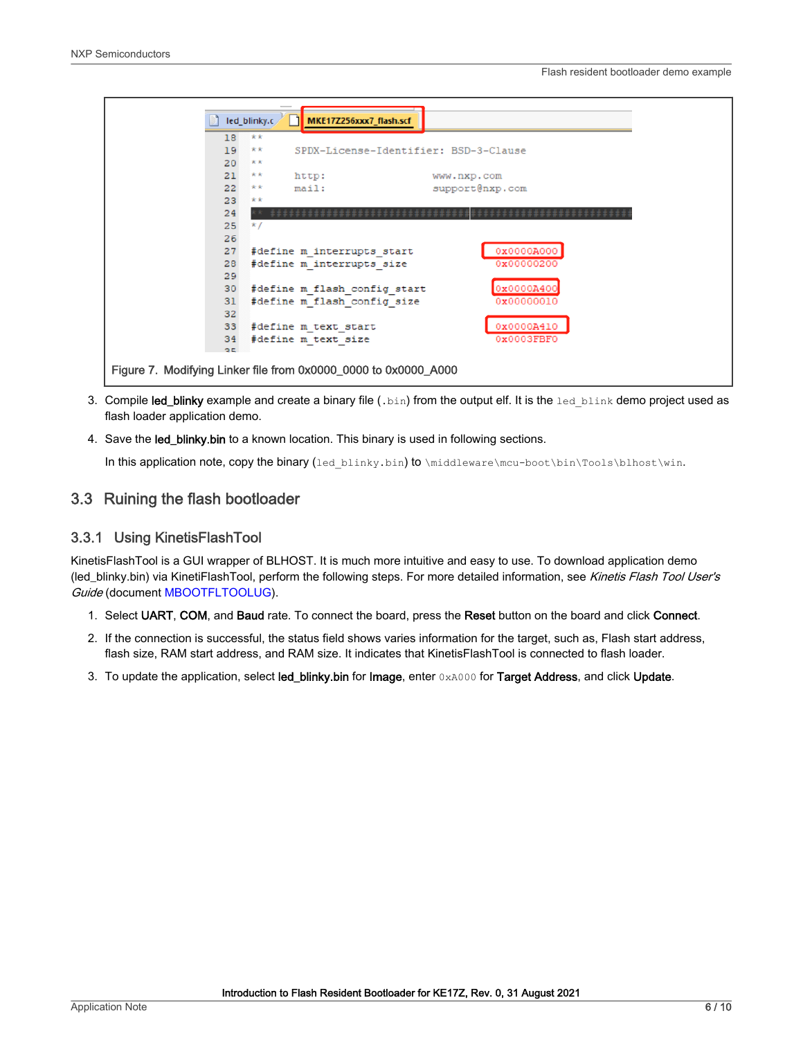```
18  **
19  **      SPDX-License-Identifier: BSD-3-Clause
20  **
21  **      http:                   www.nxp.com
22  **      mail:                   support@nxp.com
23  **
24  ** ###################################################################
25  */
26
27  #define m_interrupts_start            0x0000A000
28  #define m_interrupts_size             0x00000200
29
30  #define m_flash_config_start          0x0000A400
31  #define m_flash_config_size           0x00000010
32
33  #define m_text_start                  0x0000A410
34  #define m_text_size                   0x0003FBF0
```

Figure 7. Modifying Linker file from 0x0000_0000 to 0x0000_A000

3. Compile **led_blinky** example and create a binary file (`.bin`) from the output elf. It is the `led_blink` demo project used as flash loader application demo.

4. Save the **led_blinky.bin** to a known location. This binary is used in following sections.

   In this application note, copy the binary (`led_blinky.bin`) to `\middleware\mcu-boot\bin\Tools\blhost\win`.

## 3.3 Ruining the flash bootloader

### 3.3.1 Using KinetisFlashTool

KinetisFlashTool is a GUI wrapper of BLHOST. It is much more intuitive and easy to use. To download application demo (led_blinky.bin) via KinetiFlashTool, perform the following steps. For more detailed information, see *Kinetis Flash Tool User's Guide* (document MBOOTFLTOOLUG).

1. Select **UART**, **COM**, and **Baud** rate. To connect the board, press the **Reset** button on the board and click **Connect**.
2. If the connection is successful, the status field shows varies information for the target, such as, Flash start address, flash size, RAM start address, and RAM size. It indicates that KinetisFlashTool is connected to flash loader.
3. To update the application, select **led_blinky.bin** for **Image**, enter `0xA000` for **Target Address**, and click **Update**.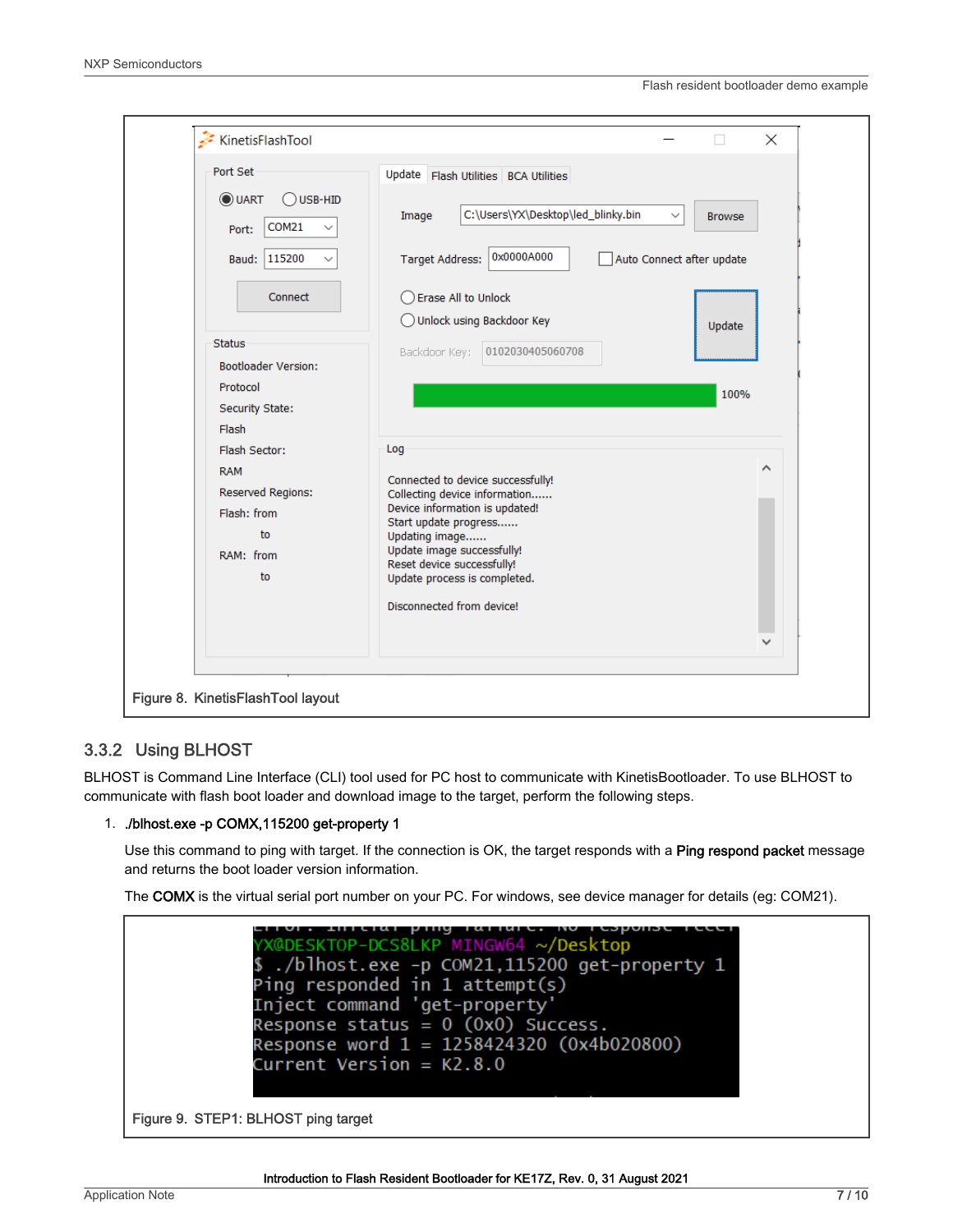Figure 8. KinetisFlashTool layout

### 3.3.2 Using BLHOST

BLHOST is Command Line Interface (CLI) tool used for PC host to communicate with KinetisBootloader. To use BLHOST to communicate with flash boot loader and download image to the target, perform the following steps.

1. **./blhost.exe -p COMX,115200 get-property 1**

   Use this command to ping with target. If the connection is OK, the target responds with a **Ping respond packet** message and returns the boot loader version information.

   The **COMX** is the virtual serial port number on your PC. For windows, see device manager for details (eg: COM21).

Figure 9. STEP1: BLHOST ping target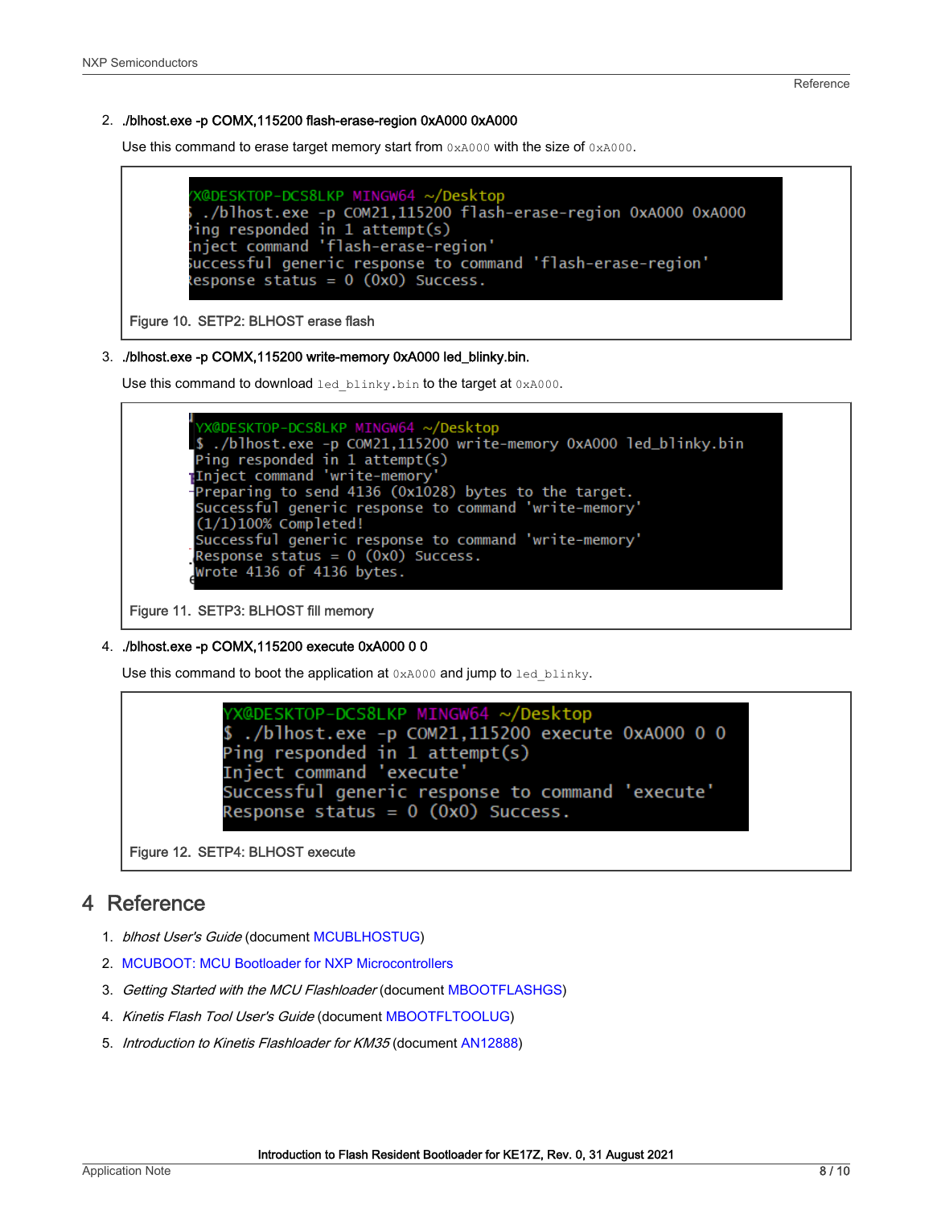2. **./blhost.exe -p COMX,115200 flash-erase-region 0xA000 0xA000**

   Use this command to erase target memory start from `0xA000` with the size of `0xA000`.

```
YX@DESKTOP-DCS8LKP MINGW64 ~/Desktop
$ ./blhost.exe -p COM21,115200 flash-erase-region 0xA000 0xA000
Ping responded in 1 attempt(s)
Inject command 'flash-erase-region'
Successful generic response to command 'flash-erase-region'
Response status = 0 (0x0) Success.
```

Figure 10. SETP2: BLHOST erase flash

3. **./blhost.exe -p COMX,115200 write-memory 0xA000 led_blinky.bin.**

   Use this command to download `led_blinky.bin` to the target at `0xA000`.

```
YX@DESKTOP-DCS8LKP MINGW64 ~/Desktop
$ ./blhost.exe -p COM21,115200 write-memory 0xA000 led_blinky.bin
Ping responded in 1 attempt(s)
Inject command 'write-memory'
Preparing to send 4136 (0x1028) bytes to the target.
Successful generic response to command 'write-memory'
(1/1)100% Completed!
Successful generic response to command 'write-memory'
Response status = 0 (0x0) Success.
Wrote 4136 of 4136 bytes.
```

Figure 11. SETP3: BLHOST fill memory

4. **./blhost.exe -p COMX,115200 execute 0xA000 0 0**

   Use this command to boot the application at `0xA000` and jump to `led_blinky`.

```
YX@DESKTOP-DCS8LKP MINGW64 ~/Desktop
$ ./blhost.exe -p COM21,115200 execute 0xA000 0 0
Ping responded in 1 attempt(s)
Inject command 'execute'
Successful generic response to command 'execute'
Response status = 0 (0x0) Success.
```

Figure 12. SETP4: BLHOST execute

# 4 Reference

1. *blhost User's Guide* (document MCUBLHOSTUG)
2. MCUBOOT: MCU Bootloader for NXP Microcontrollers
3. *Getting Started with the MCU Flashloader* (document MBOOTFLASHGS)
4. *Kinetis Flash Tool User's Guide* (document MBOOTFLTOOLUG)
5. *Introduction to Kinetis Flashloader for KM35* (document AN12888)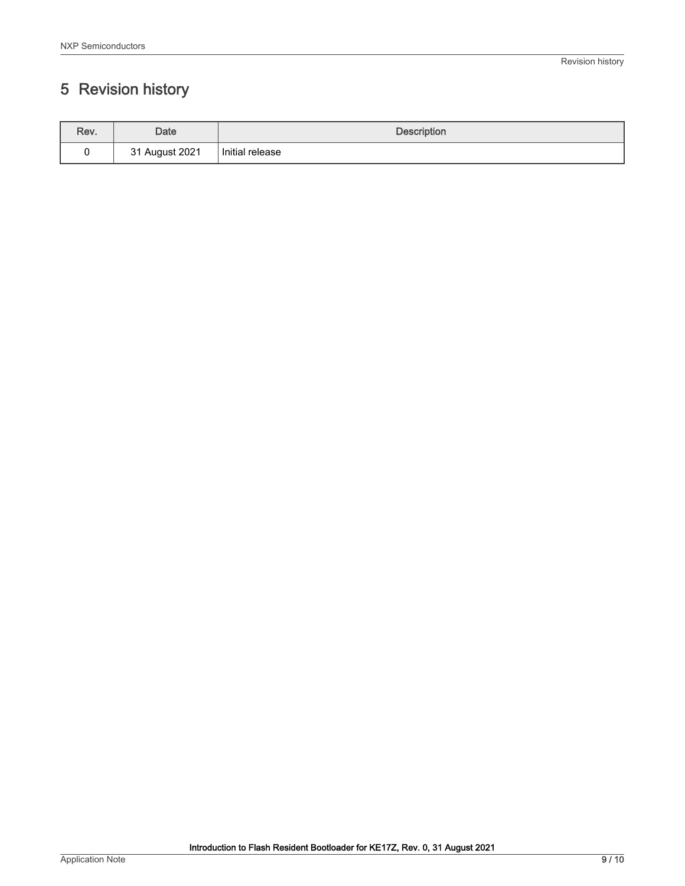# 5 Revision history

| Rev. | Date | Description |
|---|---|---|
| 0 | 31 August 2021 | Initial release |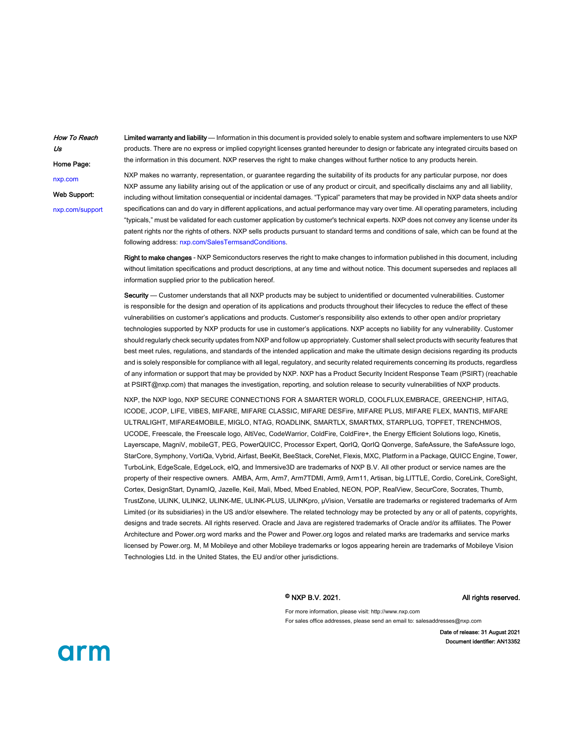*How To Reach Us*

**Home Page:**

nxp.com

**Web Support:**

nxp.com/support

**Limited warranty and liability** — Information in this document is provided solely to enable system and software implementers to use NXP products. There are no express or implied copyright licenses granted hereunder to design or fabricate any integrated circuits based on the information in this document. NXP reserves the right to make changes without further notice to any products herein.

NXP makes no warranty, representation, or guarantee regarding the suitability of its products for any particular purpose, nor does NXP assume any liability arising out of the application or use of any product or circuit, and specifically disclaims any and all liability, including without limitation consequential or incidental damages. "Typical" parameters that may be provided in NXP data sheets and/or specifications can and do vary in different applications, and actual performance may vary over time. All operating parameters, including "typicals," must be validated for each customer application by customer's technical experts. NXP does not convey any license under its patent rights nor the rights of others. NXP sells products pursuant to standard terms and conditions of sale, which can be found at the following address: nxp.com/SalesTermsandConditions.

**Right to make changes** - NXP Semiconductors reserves the right to make changes to information published in this document, including without limitation specifications and product descriptions, at any time and without notice. This document supersedes and replaces all information supplied prior to the publication hereof.

**Security** — Customer understands that all NXP products may be subject to unidentified or documented vulnerabilities. Customer is responsible for the design and operation of its applications and products throughout their lifecycles to reduce the effect of these vulnerabilities on customer's applications and products. Customer's responsibility also extends to other open and/or proprietary technologies supported by NXP products for use in customer's applications. NXP accepts no liability for any vulnerability. Customer should regularly check security updates from NXP and follow up appropriately. Customer shall select products with security features that best meet rules, regulations, and standards of the intended application and make the ultimate design decisions regarding its products and is solely responsible for compliance with all legal, regulatory, and security related requirements concerning its products, regardless of any information or support that may be provided by NXP. NXP has a Product Security Incident Response Team (PSIRT) (reachable at PSIRT@nxp.com) that manages the investigation, reporting, and solution release to security vulnerabilities of NXP products.

NXP, the NXP logo, NXP SECURE CONNECTIONS FOR A SMARTER WORLD, COOLFLUX,EMBRACE, GREENCHIP, HITAG, ICODE, JCOP, LIFE, VIBES, MIFARE, MIFARE CLASSIC, MIFARE DESFire, MIFARE PLUS, MIFARE FLEX, MANTIS, MIFARE ULTRALIGHT, MIFARE4MOBILE, MIGLO, NTAG, ROADLINK, SMARTLX, SMARTMX, STARPLUG, TOPFET, TRENCHMOS, UCODE, Freescale, the Freescale logo, AltiVec, CodeWarrior, ColdFire, ColdFire+, the Energy Efficient Solutions logo, Kinetis, Layerscape, MagniV, mobileGT, PEG, PowerQUICC, Processor Expert, QorIQ, QorIQ Qonverge, SafeAssure, the SafeAssure logo, StarCore, Symphony, VortiQa, Vybrid, Airfast, BeeKit, BeeStack, CoreNet, Flexis, MXC, Platform in a Package, QUICC Engine, Tower, TurboLink, EdgeScale, EdgeLock, eIQ, and Immersive3D are trademarks of NXP B.V. All other product or service names are the property of their respective owners. AMBA, Arm, Arm7, Arm7TDMI, Arm9, Arm11, Artisan, big.LITTLE, Cordio, CoreLink, CoreSight, Cortex, DesignStart, DynamIQ, Jazelle, Keil, Mali, Mbed, Mbed Enabled, NEON, POP, RealView, SecurCore, Socrates, Thumb, TrustZone, ULINK, ULINK2, ULINK-ME, ULINK-PLUS, ULINKpro, µVision, Versatile are trademarks or registered trademarks of Arm Limited (or its subsidiaries) in the US and/or elsewhere. The related technology may be protected by any or all of patents, copyrights, designs and trade secrets. All rights reserved. Oracle and Java are registered trademarks of Oracle and/or its affiliates. The Power Architecture and Power.org word marks and the Power and Power.org logos and related marks are trademarks and service marks licensed by Power.org. M, M Mobileye and other Mobileye trademarks or logos appearing herein are trademarks of Mobileye Vision Technologies Ltd. in the United States, the EU and/or other jurisdictions.

**© NXP B.V. 2021.** **All rights reserved.**

For more information, please visit: http://www.nxp.com

For sales office addresses, please send an email to: salesaddresses@nxp.com

**Date of release: 31 August 2021**

**Document identifier: AN13352**